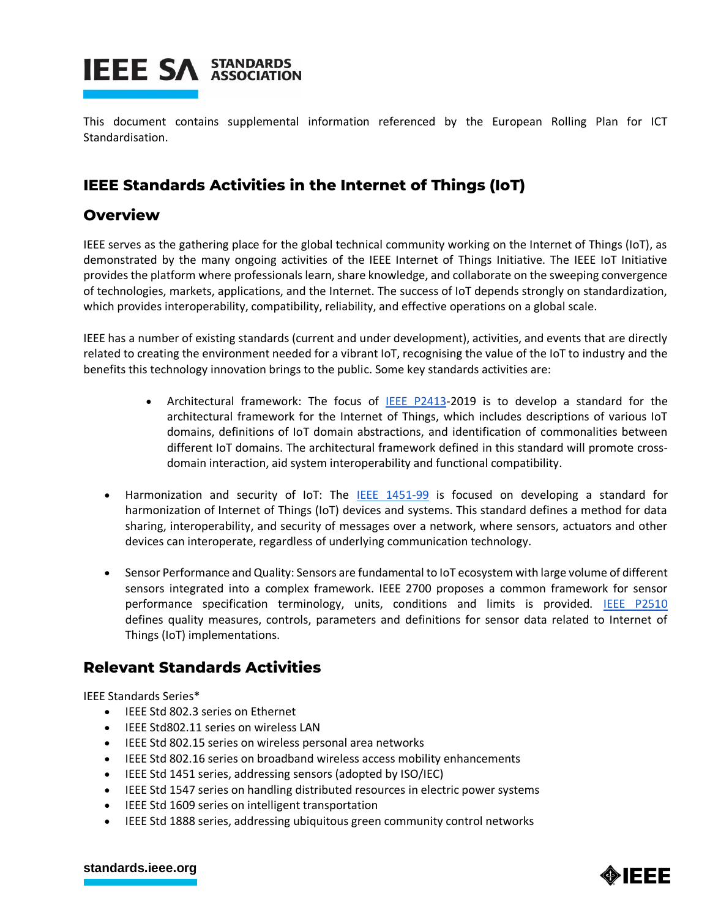This document contains supplemental information referenced by the European Rolling Plan for ICT Standardisation.

## IEEE Standards Activities in the Internet of Things (IoT)

## Overview

IEEE serves as the gathering place for the global technical community working on the Internet of Things (IoT), as demonstrated by the many ongoing activities of the IEEE Internet of Things Initiative. The IEEE IoT Initiative provides the platform where professionals learn, share knowledge, and collaborate on the sweeping convergence of technologies, markets, applications, and the Internet. The success of IoT depends strongly on standardization, which provides interoperability, compatibility, reliability, and effective operations on a global scale.

IEEE has a number of existing standards (current and under development), activities, and events that are directly related to creating the environment needed for a vibrant IoT, recognising the value of the IoT to industry and the benefits this technology innovation brings to the public. Some key standards activities are:

- Architectural framework: The focus of IEEE P2413-2019 is to develop a standard for the architectural framework for the Internet of Things, which includes descriptions of various IoT domains, definitions of IoT domain abstractions, and identification of commonalities between different IoT domains. The architectural framework defined in this standard will promote cross-domain interaction, aid system interoperability and functional compatibility.

- Harmonization and security of IoT: The IEEE 1451-99 is focused on developing a standard for harmonization of Internet of Things (IoT) devices and systems. This standard defines a method for data sharing, interoperability, and security of messages over a network, where sensors, actuators and other devices can interoperate, regardless of underlying communication technology.

- Sensor Performance and Quality: Sensors are fundamental to IoT ecosystem with large volume of different sensors integrated into a complex framework. IEEE 2700 proposes a common framework for sensor performance specification terminology, units, conditions and limits is provided. IEEE P2510 defines quality measures, controls, parameters and definitions for sensor data related to Internet of Things (IoT) implementations.

## Relevant Standards Activities

IEEE Standards Series*

- IEEE Std 802.3 series on Ethernet
- IEEE Std802.11 series on wireless LAN
- IEEE Std 802.15 series on wireless personal area networks
- IEEE Std 802.16 series on broadband wireless access mobility enhancements
- IEEE Std 1451 series, addressing sensors (adopted by ISO/IEC)
- IEEE Std 1547 series on handling distributed resources in electric power systems
- IEEE Std 1609 series on intelligent transportation
- IEEE Std 1888 series, addressing ubiquitous green community control networks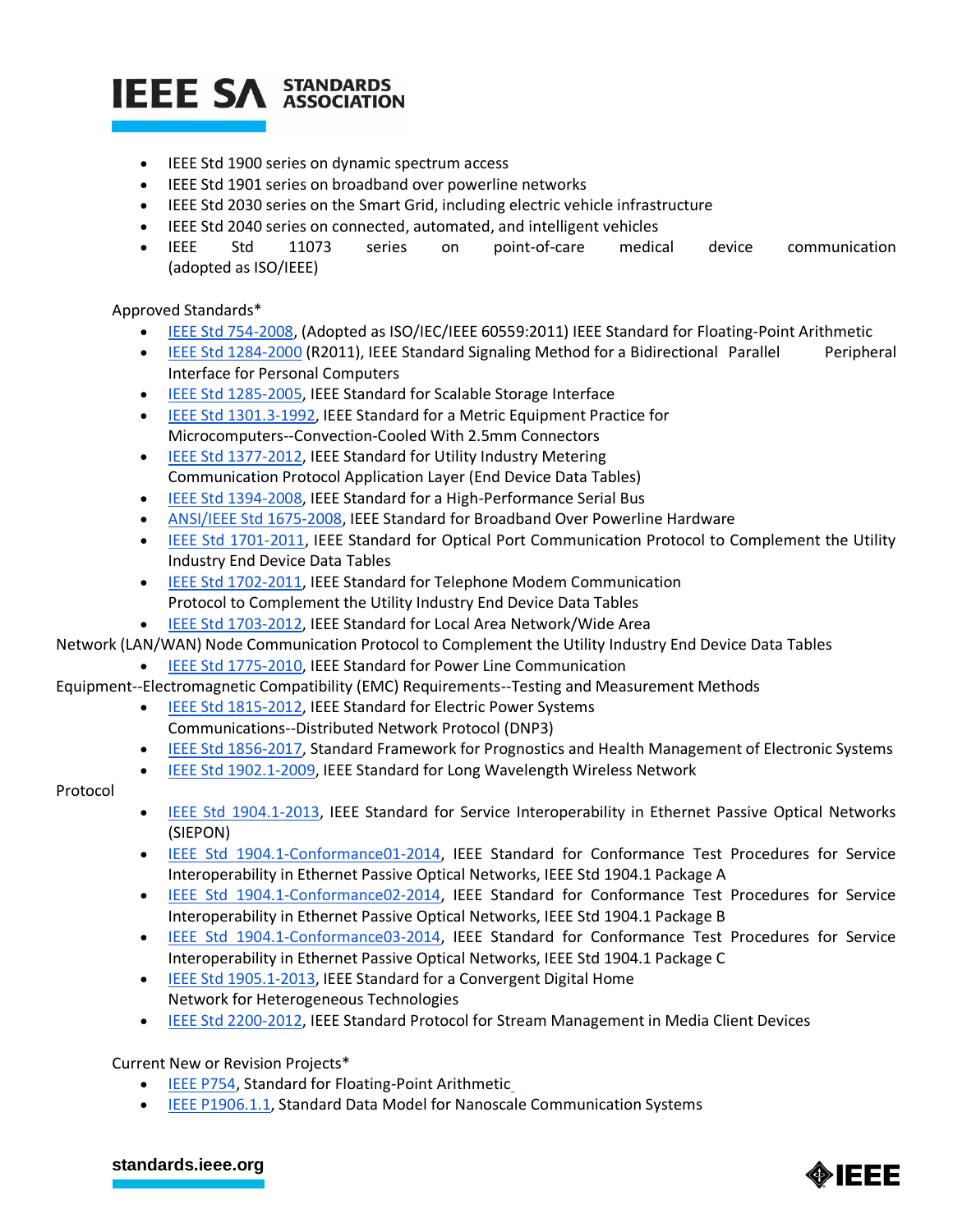- IEEE Std 1900 series on dynamic spectrum access
- IEEE Std 1901 series on broadband over powerline networks
- IEEE Std 2030 series on the Smart Grid, including electric vehicle infrastructure
- IEEE Std 2040 series on connected, automated, and intelligent vehicles
- IEEE Std 11073 series on point-of-care medical device communication (adopted as ISO/IEEE)

Approved Standards*

- IEEE Std 754-2008, (Adopted as ISO/IEC/IEEE 60559:2011) IEEE Standard for Floating-Point Arithmetic
- IEEE Std 1284-2000 (R2011), IEEE Standard Signaling Method for a Bidirectional Parallel Peripheral Interface for Personal Computers
- IEEE Std 1285-2005, IEEE Standard for Scalable Storage Interface
- IEEE Std 1301.3-1992, IEEE Standard for a Metric Equipment Practice for Microcomputers--Convection-Cooled With 2.5mm Connectors
- IEEE Std 1377-2012, IEEE Standard for Utility Industry Metering Communication Protocol Application Layer (End Device Data Tables)
- IEEE Std 1394-2008, IEEE Standard for a High-Performance Serial Bus
- ANSI/IEEE Std 1675-2008, IEEE Standard for Broadband Over Powerline Hardware
- IEEE Std 1701-2011, IEEE Standard for Optical Port Communication Protocol to Complement the Utility Industry End Device Data Tables
- IEEE Std 1702-2011, IEEE Standard for Telephone Modem Communication Protocol to Complement the Utility Industry End Device Data Tables
- IEEE Std 1703-2012, IEEE Standard for Local Area Network/Wide Area Network (LAN/WAN) Node Communication Protocol to Complement the Utility Industry End Device Data Tables
- IEEE Std 1775-2010, IEEE Standard for Power Line Communication Equipment--Electromagnetic Compatibility (EMC) Requirements--Testing and Measurement Methods
- IEEE Std 1815-2012, IEEE Standard for Electric Power Systems Communications--Distributed Network Protocol (DNP3)
- IEEE Std 1856-2017, Standard Framework for Prognostics and Health Management of Electronic Systems
- IEEE Std 1902.1-2009, IEEE Standard for Long Wavelength Wireless Network Protocol
- IEEE Std 1904.1-2013, IEEE Standard for Service Interoperability in Ethernet Passive Optical Networks (SIEPON)
- IEEE Std 1904.1-Conformance01-2014, IEEE Standard for Conformance Test Procedures for Service Interoperability in Ethernet Passive Optical Networks, IEEE Std 1904.1 Package A
- IEEE Std 1904.1-Conformance02-2014, IEEE Standard for Conformance Test Procedures for Service Interoperability in Ethernet Passive Optical Networks, IEEE Std 1904.1 Package B
- IEEE Std 1904.1-Conformance03-2014, IEEE Standard for Conformance Test Procedures for Service Interoperability in Ethernet Passive Optical Networks, IEEE Std 1904.1 Package C
- IEEE Std 1905.1-2013, IEEE Standard for a Convergent Digital Home Network for Heterogeneous Technologies
- IEEE Std 2200-2012, IEEE Standard Protocol for Stream Management in Media Client Devices

Current New or Revision Projects*

- IEEE P754, Standard for Floating-Point Arithmetic
- IEEE P1906.1.1, Standard Data Model for Nanoscale Communication Systems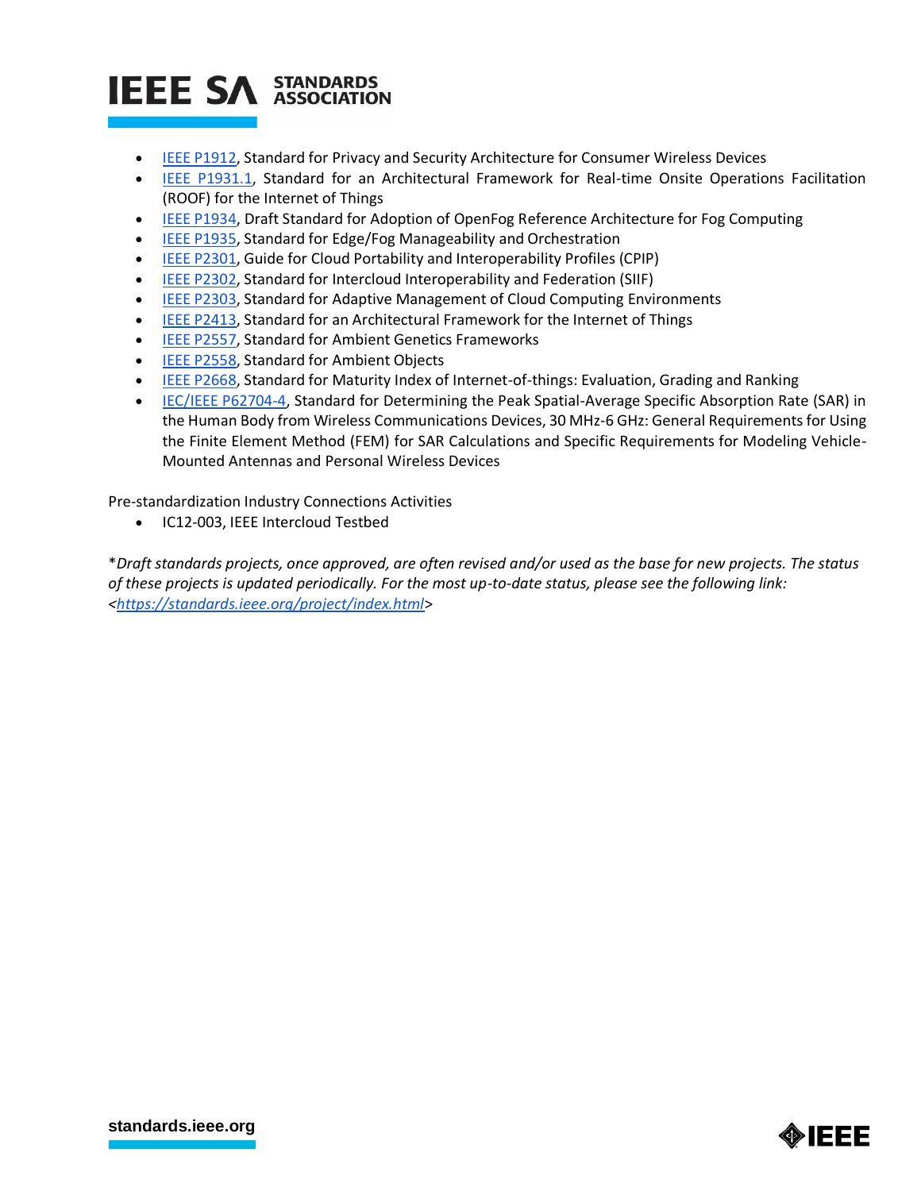- [IEEE P1912](), Standard for Privacy and Security Architecture for Consumer Wireless Devices
- [IEEE P1931.1](), Standard for an Architectural Framework for Real-time Onsite Operations Facilitation (ROOF) for the Internet of Things
- [IEEE P1934](), Draft Standard for Adoption of OpenFog Reference Architecture for Fog Computing
- [IEEE P1935](), Standard for Edge/Fog Manageability and Orchestration
- [IEEE P2301](), Guide for Cloud Portability and Interoperability Profiles (CPIP)
- [IEEE P2302](), Standard for Intercloud Interoperability and Federation (SIIF)
- [IEEE P2303](), Standard for Adaptive Management of Cloud Computing Environments
- [IEEE P2413](), Standard for an Architectural Framework for the Internet of Things
- [IEEE P2557](), Standard for Ambient Genetics Frameworks
- [IEEE P2558](), Standard for Ambient Objects
- [IEEE P2668](), Standard for Maturity Index of Internet-of-things: Evaluation, Grading and Ranking
- [IEC/IEEE P62704-4](), Standard for Determining the Peak Spatial-Average Specific Absorption Rate (SAR) in the Human Body from Wireless Communications Devices, 30 MHz-6 GHz: General Requirements for Using the Finite Element Method (FEM) for SAR Calculations and Specific Requirements for Modeling Vehicle-Mounted Antennas and Personal Wireless Devices

Pre-standardization Industry Connections Activities

- IC12-003, IEEE Intercloud Testbed

*\*Draft standards projects, once approved, are often revised and/or used as the base for new projects. The status of these projects is updated periodically. For the most up-to-date status, please see the following link: <[https://standards.ieee.org/project/index.html](https://standards.ieee.org/project/index.html)>*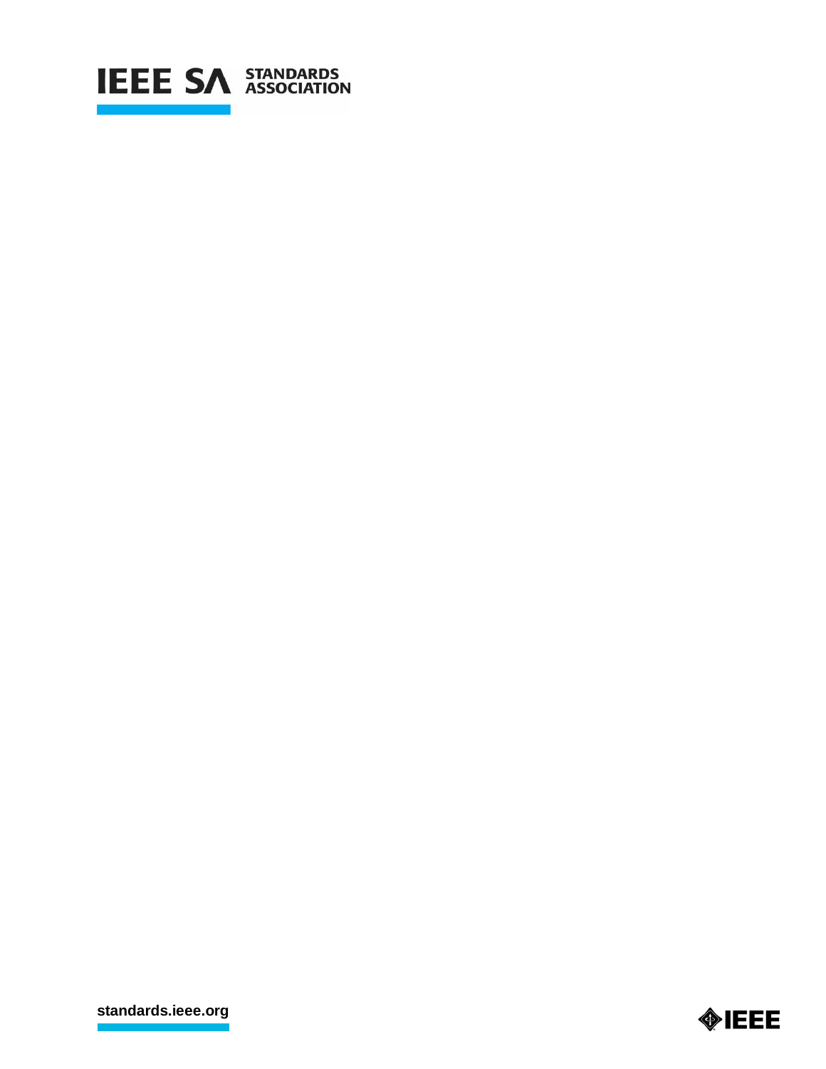IEEE SA STANDARDS ASSOCIATION

standards.ieee.org

IEEE